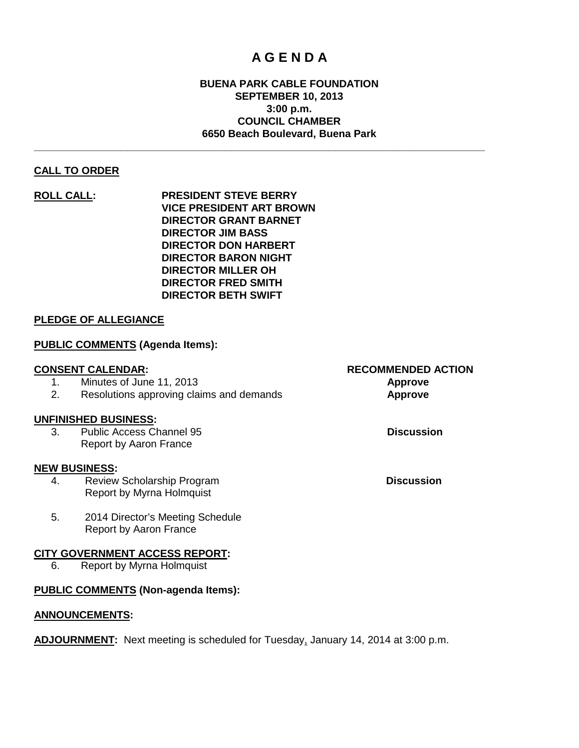# A G E N D A

**BUENA PARK CABLE FOUNDATION**
**SEPTEMBER 10, 2013**
**3:00 p.m.**
**COUNCIL CHAMBER**
**6650 Beach Boulevard, Buena Park**

---

**CALL TO ORDER**

**ROLL CALL:**
**PRESIDENT STEVE BERRY**
**VICE PRESIDENT ART BROWN**
**DIRECTOR GRANT BARNET**
**DIRECTOR JIM BASS**
**DIRECTOR DON HARBERT**
**DIRECTOR BARON NIGHT**
**DIRECTOR MILLER OH**
**DIRECTOR FRED SMITH**
**DIRECTOR BETH SWIFT**

**PLEDGE OF ALLEGIANCE**

**PUBLIC COMMENTS (Agenda Items):**

| **CONSENT CALENDAR:** | **RECOMMENDED ACTION** |
|---|---|
| 1. Minutes of June 11, 2013 | **Approve** |
| 2. Resolutions approving claims and demands | **Approve** |

**UNFINISHED BUSINESS:**

3. Public Access Channel 95 — **Discussion**
   Report by Aaron France

**NEW BUSINESS:**

4. Review Scholarship Program — **Discussion**
   Report by Myrna Holmquist

5. 2014 Director's Meeting Schedule
   Report by Aaron France

**CITY GOVERNMENT ACCESS REPORT:**

6. Report by Myrna Holmquist

**PUBLIC COMMENTS (Non-agenda Items):**

**ANNOUNCEMENTS:**

**ADJOURNMENT:** Next meeting is scheduled for Tuesday, January 14, 2014 at 3:00 p.m.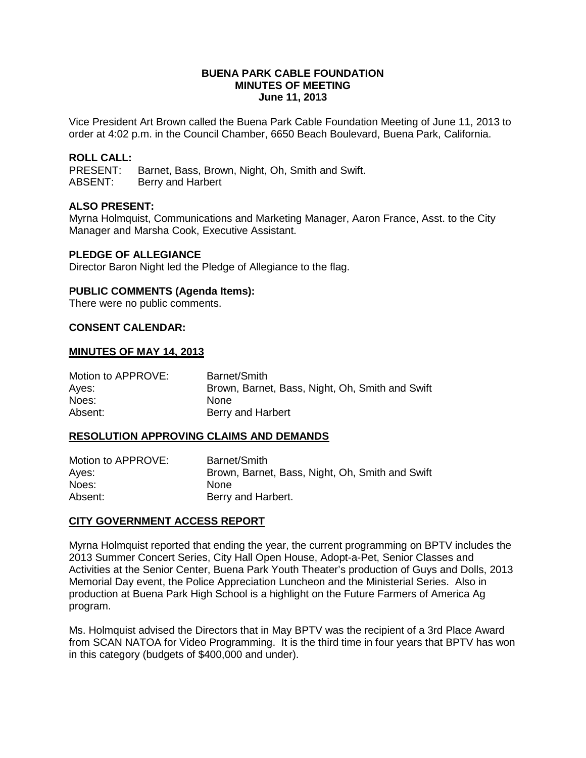**BUENA PARK CABLE FOUNDATION**
**MINUTES OF MEETING**
**June 11, 2013**

Vice President Art Brown called the Buena Park Cable Foundation Meeting of June 11, 2013 to order at 4:02 p.m. in the Council Chamber, 6650 Beach Boulevard, Buena Park, California.

**ROLL CALL:**
PRESENT: Barnet, Bass, Brown, Night, Oh, Smith and Swift.
ABSENT: Berry and Harbert

**ALSO PRESENT:**
Myrna Holmquist, Communications and Marketing Manager, Aaron France, Asst. to the City Manager and Marsha Cook, Executive Assistant.

**PLEDGE OF ALLEGIANCE**
Director Baron Night led the Pledge of Allegiance to the flag.

**PUBLIC COMMENTS (Agenda Items):**
There were no public comments.

**CONSENT CALENDAR:**

**MINUTES OF MAY 14, 2013**

| | |
|---|---|
| Motion to APPROVE: | Barnet/Smith |
| Ayes: | Brown, Barnet, Bass, Night, Oh, Smith and Swift |
| Noes: | None |
| Absent: | Berry and Harbert |

**RESOLUTION APPROVING CLAIMS AND DEMANDS**

| | |
|---|---|
| Motion to APPROVE: | Barnet/Smith |
| Ayes: | Brown, Barnet, Bass, Night, Oh, Smith and Swift |
| Noes: | None |
| Absent: | Berry and Harbert. |

**CITY GOVERNMENT ACCESS REPORT**

Myrna Holmquist reported that ending the year, the current programming on BPTV includes the 2013 Summer Concert Series, City Hall Open House, Adopt-a-Pet, Senior Classes and Activities at the Senior Center, Buena Park Youth Theater's production of Guys and Dolls, 2013 Memorial Day event, the Police Appreciation Luncheon and the Ministerial Series. Also in production at Buena Park High School is a highlight on the Future Farmers of America Ag program.

Ms. Holmquist advised the Directors that in May BPTV was the recipient of a 3rd Place Award from SCAN NATOA for Video Programming. It is the third time in four years that BPTV has won in this category (budgets of $400,000 and under).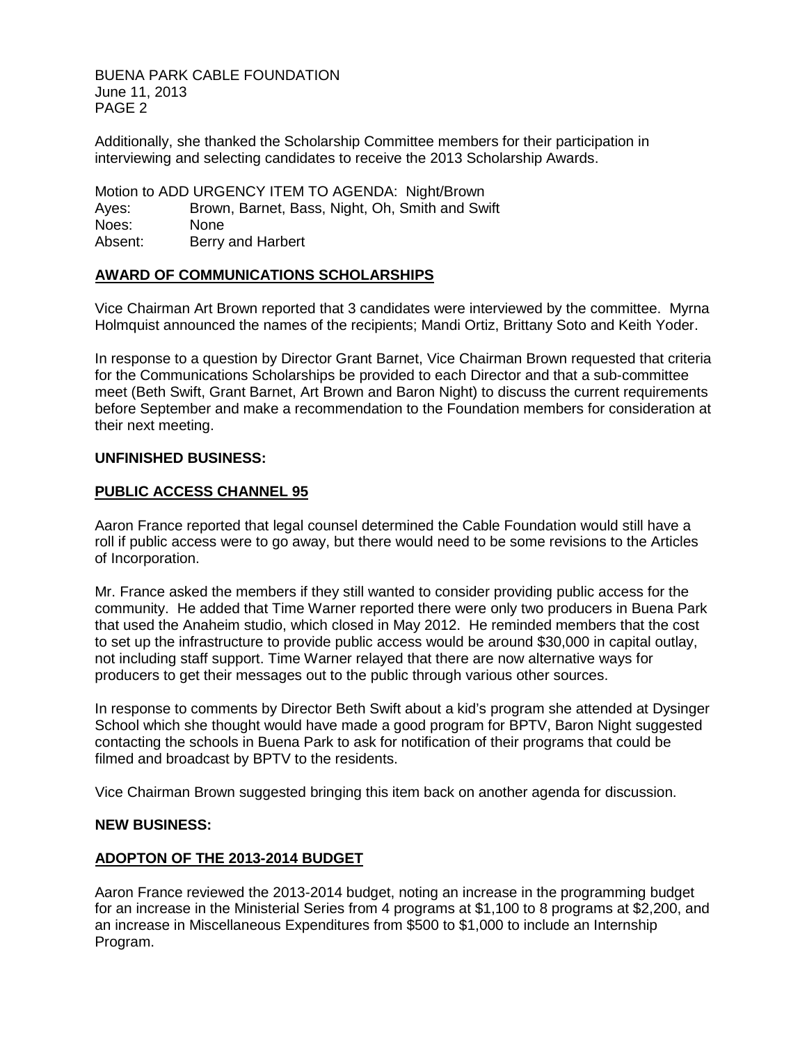Additionally, she thanked the Scholarship Committee members for their participation in interviewing and selecting candidates to receive the 2013 Scholarship Awards.

Motion to ADD URGENCY ITEM TO AGENDA: Night/Brown
Ayes: Brown, Barnet, Bass, Night, Oh, Smith and Swift
Noes: None
Absent: Berry and Harbert

## AWARD OF COMMUNICATIONS SCHOLARSHIPS

Vice Chairman Art Brown reported that 3 candidates were interviewed by the committee. Myrna Holmquist announced the names of the recipients; Mandi Ortiz, Brittany Soto and Keith Yoder.

In response to a question by Director Grant Barnet, Vice Chairman Brown requested that criteria for the Communications Scholarships be provided to each Director and that a sub-committee meet (Beth Swift, Grant Barnet, Art Brown and Baron Night) to discuss the current requirements before September and make a recommendation to the Foundation members for consideration at their next meeting.

## UNFINISHED BUSINESS:

## PUBLIC ACCESS CHANNEL 95

Aaron France reported that legal counsel determined the Cable Foundation would still have a roll if public access were to go away, but there would need to be some revisions to the Articles of Incorporation.

Mr. France asked the members if they still wanted to consider providing public access for the community. He added that Time Warner reported there were only two producers in Buena Park that used the Anaheim studio, which closed in May 2012. He reminded members that the cost to set up the infrastructure to provide public access would be around $30,000 in capital outlay, not including staff support. Time Warner relayed that there are now alternative ways for producers to get their messages out to the public through various other sources.

In response to comments by Director Beth Swift about a kid's program she attended at Dysinger School which she thought would have made a good program for BPTV, Baron Night suggested contacting the schools in Buena Park to ask for notification of their programs that could be filmed and broadcast by BPTV to the residents.

Vice Chairman Brown suggested bringing this item back on another agenda for discussion.

## NEW BUSINESS:

## ADOPTON OF THE 2013-2014 BUDGET

Aaron France reviewed the 2013-2014 budget, noting an increase in the programming budget for an increase in the Ministerial Series from 4 programs at $1,100 to 8 programs at $2,200, and an increase in Miscellaneous Expenditures from $500 to $1,000 to include an Internship Program.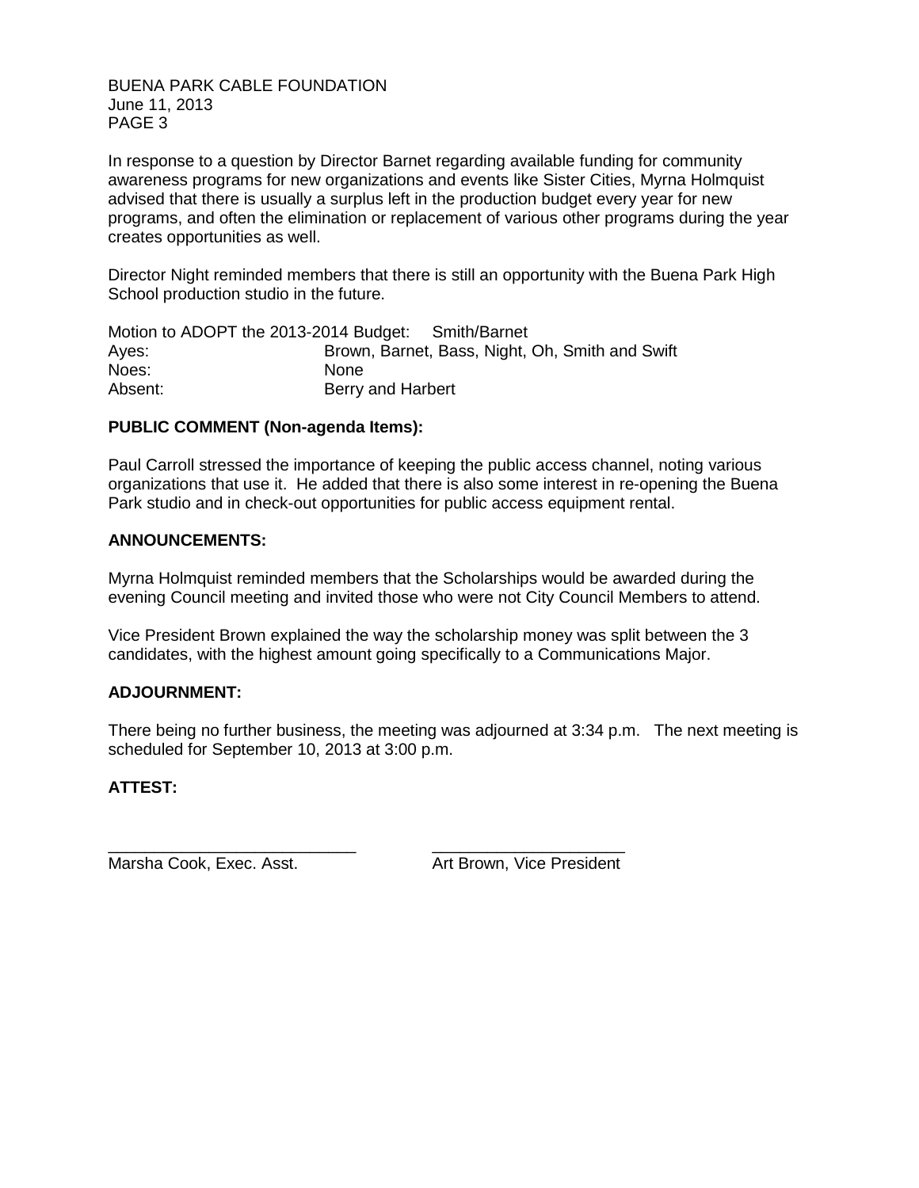In response to a question by Director Barnet regarding available funding for community awareness programs for new organizations and events like Sister Cities, Myrna Holmquist advised that there is usually a surplus left in the production budget every year for new programs, and often the elimination or replacement of various other programs during the year creates opportunities as well.

Director Night reminded members that there is still an opportunity with the Buena Park High School production studio in the future.

Motion to ADOPT the 2013-2014 Budget: Smith/Barnet

| | |
|---|---|
| Ayes: | Brown, Barnet, Bass, Night, Oh, Smith and Swift |
| Noes: | None |
| Absent: | Berry and Harbert |

**PUBLIC COMMENT (Non-agenda Items):**

Paul Carroll stressed the importance of keeping the public access channel, noting various organizations that use it. He added that there is also some interest in re-opening the Buena Park studio and in check-out opportunities for public access equipment rental.

**ANNOUNCEMENTS:**

Myrna Holmquist reminded members that the Scholarships would be awarded during the evening Council meeting and invited those who were not City Council Members to attend.

Vice President Brown explained the way the scholarship money was split between the 3 candidates, with the highest amount going specifically to a Communications Major.

**ADJOURNMENT:**

There being no further business, the meeting was adjourned at 3:34 p.m. The next meeting is scheduled for September 10, 2013 at 3:00 p.m.

**ATTEST:**

___________________________ ______________________

Marsha Cook, Exec. Asst. Art Brown, Vice President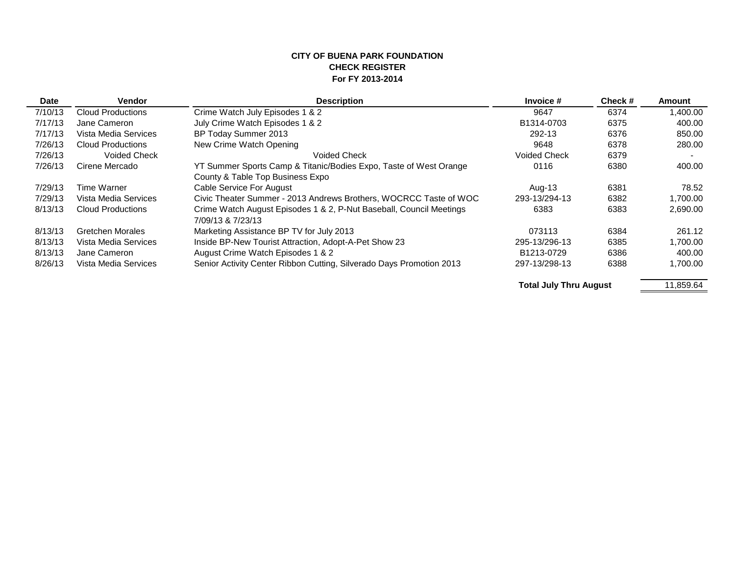**CITY OF BUENA PARK FOUNDATION**
**CHECK REGISTER**
**For FY 2013-2014**

| Date | Vendor | Description | Invoice # | Check # | Amount |
|---|---|---|---|---|---|
| 7/10/13 | Cloud Productions | Crime Watch July Episodes 1 & 2 | 9647 | 6374 | 1,400.00 |
| 7/17/13 | Jane Cameron | July Crime Watch Episodes 1 & 2 | B1314-0703 | 6375 | 400.00 |
| 7/17/13 | Vista Media Services | BP Today Summer 2013 | 292-13 | 6376 | 850.00 |
| 7/26/13 | Cloud Productions | New Crime Watch Opening | 9648 | 6378 | 280.00 |
| 7/26/13 | Voided Check | Voided Check | Voided Check | 6379 | - |
| 7/26/13 | Cirene Mercado | YT Summer Sports Camp & Titanic/Bodies Expo, Taste of West Orange County & Table Top Business Expo | 0116 | 6380 | 400.00 |
| 7/29/13 | Time Warner | Cable Service For August | Aug-13 | 6381 | 78.52 |
| 7/29/13 | Vista Media Services | Civic Theater Summer - 2013 Andrews Brothers, WOCRCC Taste of WOC | 293-13/294-13 | 6382 | 1,700.00 |
| 8/13/13 | Cloud Productions | Crime Watch August Episodes 1 & 2, P-Nut Baseball, Council Meetings 7/09/13 & 7/23/13 | 6383 | 6383 | 2,690.00 |
| 8/13/13 | Gretchen Morales | Marketing Assistance BP TV for July 2013 | 073113 | 6384 | 261.12 |
| 8/13/13 | Vista Media Services | Inside BP-New Tourist Attraction, Adopt-A-Pet Show 23 | 295-13/296-13 | 6385 | 1,700.00 |
| 8/13/13 | Jane Cameron | August Crime Watch Episodes 1 & 2 | B1213-0729 | 6386 | 400.00 |
| 8/26/13 | Vista Media Services | Senior Activity Center Ribbon Cutting, Silverado Days Promotion 2013 | 297-13/298-13 | 6388 | 1,700.00 |
| | | | **Total July Thru August** | | 11,859.64 |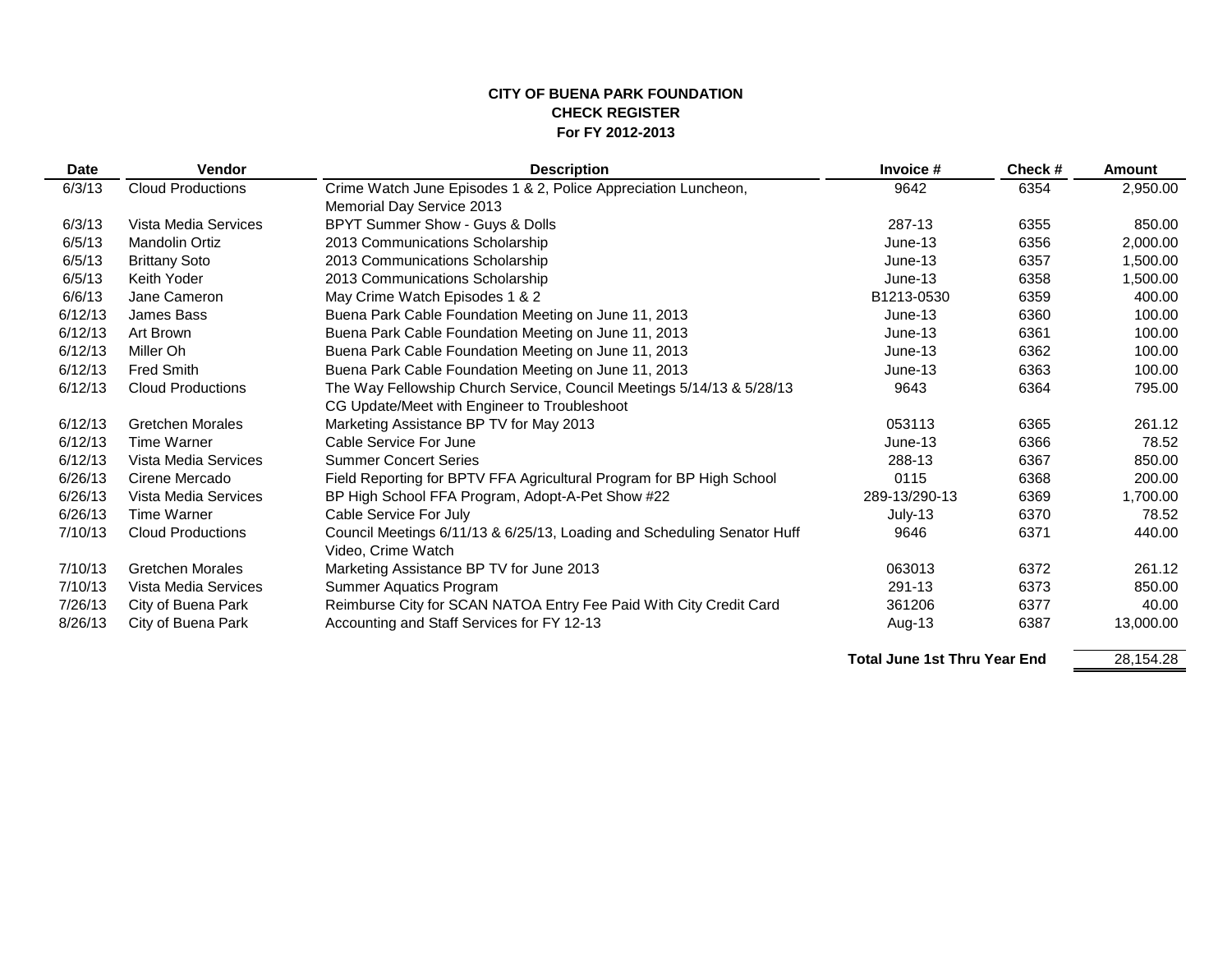**CITY OF BUENA PARK FOUNDATION**
**CHECK REGISTER**
**For FY 2012-2013**

| Date | Vendor | Description | Invoice # | Check # | Amount |
|---|---|---|---|---|---|
| 6/3/13 | Cloud Productions | Crime Watch June Episodes 1 & 2, Police Appreciation Luncheon, Memorial Day Service 2013 | 9642 | 6354 | 2,950.00 |
| 6/3/13 | Vista Media Services | BPYT Summer Show - Guys & Dolls | 287-13 | 6355 | 850.00 |
| 6/5/13 | Mandolin Ortiz | 2013 Communications Scholarship | June-13 | 6356 | 2,000.00 |
| 6/5/13 | Brittany Soto | 2013 Communications Scholarship | June-13 | 6357 | 1,500.00 |
| 6/5/13 | Keith Yoder | 2013 Communications Scholarship | June-13 | 6358 | 1,500.00 |
| 6/6/13 | Jane Cameron | May Crime Watch Episodes 1 & 2 | B1213-0530 | 6359 | 400.00 |
| 6/12/13 | James Bass | Buena Park Cable Foundation Meeting on June 11, 2013 | June-13 | 6360 | 100.00 |
| 6/12/13 | Art Brown | Buena Park Cable Foundation Meeting on June 11, 2013 | June-13 | 6361 | 100.00 |
| 6/12/13 | Miller Oh | Buena Park Cable Foundation Meeting on June 11, 2013 | June-13 | 6362 | 100.00 |
| 6/12/13 | Fred Smith | Buena Park Cable Foundation Meeting on June 11, 2013 | June-13 | 6363 | 100.00 |
| 6/12/13 | Cloud Productions | The Way Fellowship Church Service, Council Meetings 5/14/13 & 5/28/13 CG Update/Meet with Engineer to Troubleshoot | 9643 | 6364 | 795.00 |
| 6/12/13 | Gretchen Morales | Marketing Assistance BP TV for May 2013 | 053113 | 6365 | 261.12 |
| 6/12/13 | Time Warner | Cable Service For June | June-13 | 6366 | 78.52 |
| 6/12/13 | Vista Media Services | Summer Concert Series | 288-13 | 6367 | 850.00 |
| 6/26/13 | Cirene Mercado | Field Reporting for BPTV FFA Agricultural Program for BP High School | 0115 | 6368 | 200.00 |
| 6/26/13 | Vista Media Services | BP High School FFA Program, Adopt-A-Pet Show #22 | 289-13/290-13 | 6369 | 1,700.00 |
| 6/26/13 | Time Warner | Cable Service For July | July-13 | 6370 | 78.52 |
| 7/10/13 | Cloud Productions | Council Meetings 6/11/13 & 6/25/13, Loading and Scheduling Senator Huff Video, Crime Watch | 9646 | 6371 | 440.00 |
| 7/10/13 | Gretchen Morales | Marketing Assistance BP TV for June 2013 | 063013 | 6372 | 261.12 |
| 7/10/13 | Vista Media Services | Summer Aquatics Program | 291-13 | 6373 | 850.00 |
| 7/26/13 | City of Buena Park | Reimburse City for SCAN NATOA Entry Fee Paid With City Credit Card | 361206 | 6377 | 40.00 |
| 8/26/13 | City of Buena Park | Accounting and Staff Services for FY 12-13 | Aug-13 | 6387 | 13,000.00 |
| | | | **Total June 1st Thru Year End** | | 28,154.28 |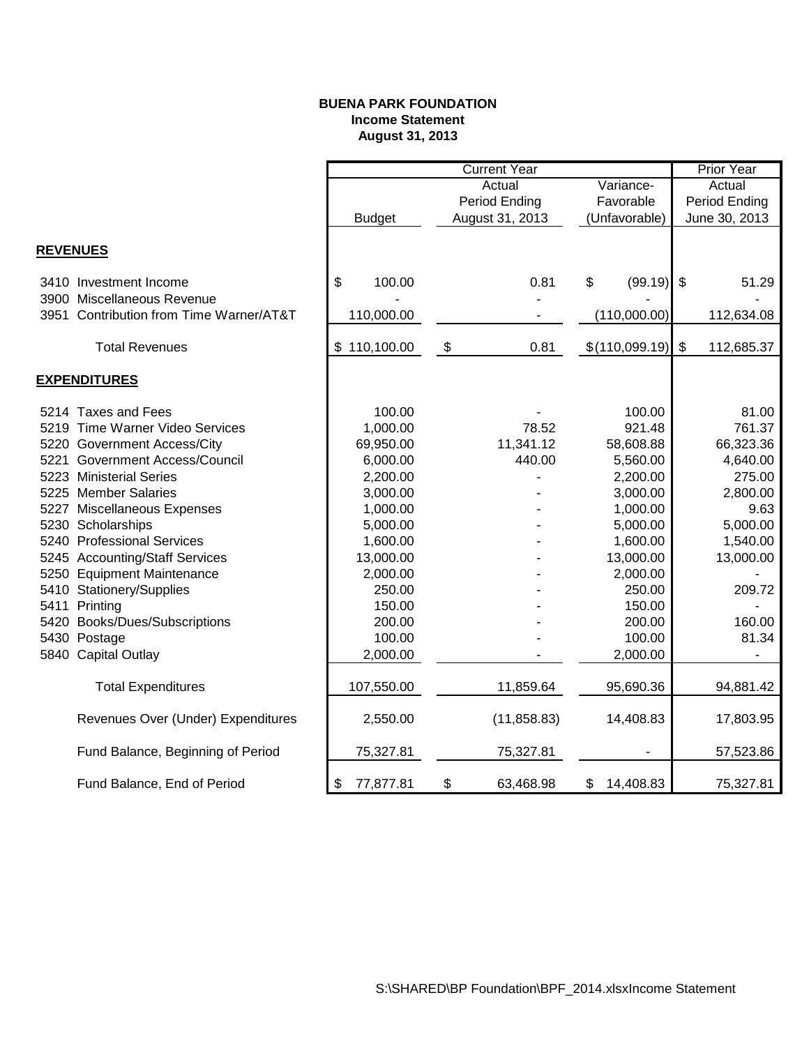**BUENA PARK FOUNDATION**
**Income Statement**
**August 31, 2013**

| | Current Year | | | Prior Year |
|---|---|---|---|---|
| | Budget | Actual Period Ending August 31, 2013 | Variance- Favorable (Unfavorable) | Actual Period Ending June 30, 2013 |
| **REVENUES** | | | | |
| 3410 Investment Income | $ 100.00 | 0.81 | $ (99.19) | $ 51.29 |
| 3900 Miscellaneous Revenue | - | - | - | - |
| 3951 Contribution from Time Warner/AT&T | 110,000.00 | - | (110,000.00) | 112,634.08 |
| Total Revenues | $ 110,100.00 | $ 0.81 | $ (110,099.19) | $ 112,685.37 |
| **EXPENDITURES** | | | | |
| 5214 Taxes and Fees | 100.00 | - | 100.00 | 81.00 |
| 5219 Time Warner Video Services | 1,000.00 | 78.52 | 921.48 | 761.37 |
| 5220 Government Access/City | 69,950.00 | 11,341.12 | 58,608.88 | 66,323.36 |
| 5221 Government Access/Council | 6,000.00 | 440.00 | 5,560.00 | 4,640.00 |
| 5223 Ministerial Series | 2,200.00 | - | 2,200.00 | 275.00 |
| 5225 Member Salaries | 3,000.00 | - | 3,000.00 | 2,800.00 |
| 5227 Miscellaneous Expenses | 1,000.00 | - | 1,000.00 | 9.63 |
| 5230 Scholarships | 5,000.00 | - | 5,000.00 | 5,000.00 |
| 5240 Professional Services | 1,600.00 | - | 1,600.00 | 1,540.00 |
| 5245 Accounting/Staff Services | 13,000.00 | - | 13,000.00 | 13,000.00 |
| 5250 Equipment Maintenance | 2,000.00 | - | 2,000.00 | - |
| 5410 Stationery/Supplies | 250.00 | - | 250.00 | 209.72 |
| 5411 Printing | 150.00 | - | 150.00 | - |
| 5420 Books/Dues/Subscriptions | 200.00 | - | 200.00 | 160.00 |
| 5430 Postage | 100.00 | - | 100.00 | 81.34 |
| 5840 Capital Outlay | 2,000.00 | - | 2,000.00 | - |
| Total Expenditures | 107,550.00 | 11,859.64 | 95,690.36 | 94,881.42 |
| Revenues Over (Under) Expenditures | 2,550.00 | (11,858.83) | 14,408.83 | 17,803.95 |
| Fund Balance, Beginning of Period | 75,327.81 | 75,327.81 | - | 57,523.86 |
| Fund Balance, End of Period | $ 77,877.81 | $ 63,468.98 | $ 14,408.83 | 75,327.81 |

S:\SHARED\BP Foundation\BPF_2014.xlsxIncome Statement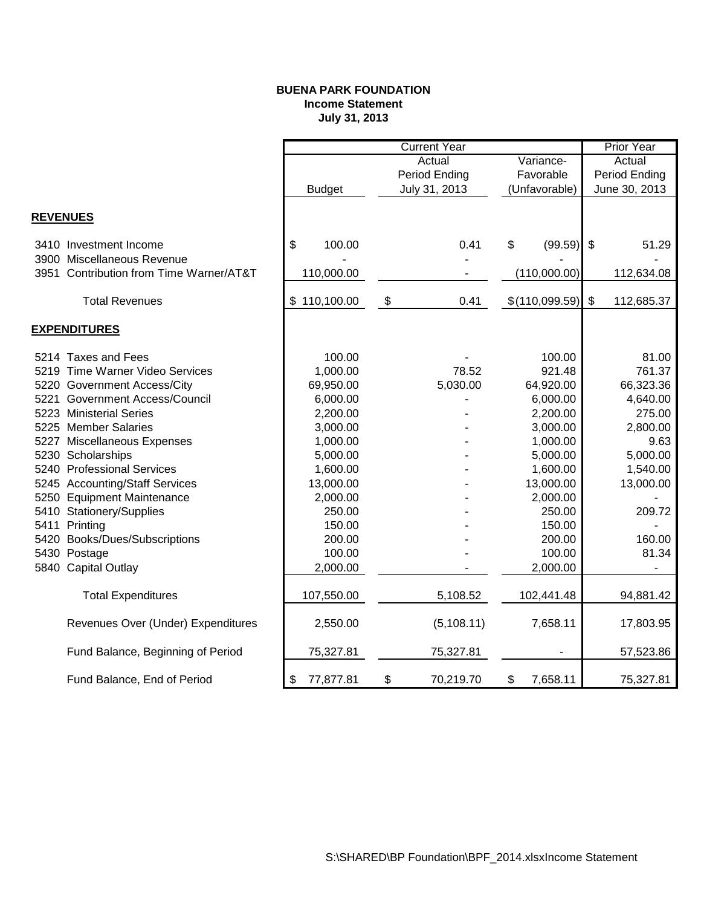**BUENA PARK FOUNDATION**
**Income Statement**
**July 31, 2013**

| | Current Year | | | Prior Year |
|---|---|---|---|---|
| | Budget | Actual Period Ending July 31, 2013 | Variance- Favorable (Unfavorable) | Actual Period Ending June 30, 2013 |
| **REVENUES** | | | | |
| 3410 Investment Income | $ 100.00 | 0.41 | $ (99.59) | $ 51.29 |
| 3900 Miscellaneous Revenue | - | - | - | - |
| 3951 Contribution from Time Warner/AT&T | 110,000.00 | - | (110,000.00) | 112,634.08 |
| Total Revenues | $ 110,100.00 | $ 0.41 | $ (110,099.59) | $ 112,685.37 |
| **EXPENDITURES** | | | | |
| 5214 Taxes and Fees | 100.00 | - | 100.00 | 81.00 |
| 5219 Time Warner Video Services | 1,000.00 | 78.52 | 921.48 | 761.37 |
| 5220 Government Access/City | 69,950.00 | 5,030.00 | 64,920.00 | 66,323.36 |
| 5221 Government Access/Council | 6,000.00 | - | 6,000.00 | 4,640.00 |
| 5223 Ministerial Series | 2,200.00 | - | 2,200.00 | 275.00 |
| 5225 Member Salaries | 3,000.00 | - | 3,000.00 | 2,800.00 |
| 5227 Miscellaneous Expenses | 1,000.00 | - | 1,000.00 | 9.63 |
| 5230 Scholarships | 5,000.00 | - | 5,000.00 | 5,000.00 |
| 5240 Professional Services | 1,600.00 | - | 1,600.00 | 1,540.00 |
| 5245 Accounting/Staff Services | 13,000.00 | - | 13,000.00 | 13,000.00 |
| 5250 Equipment Maintenance | 2,000.00 | - | 2,000.00 | - |
| 5410 Stationery/Supplies | 250.00 | - | 250.00 | 209.72 |
| 5411 Printing | 150.00 | - | 150.00 | - |
| 5420 Books/Dues/Subscriptions | 200.00 | - | 200.00 | 160.00 |
| 5430 Postage | 100.00 | - | 100.00 | 81.34 |
| 5840 Capital Outlay | 2,000.00 | - | 2,000.00 | - |
| Total Expenditures | 107,550.00 | 5,108.52 | 102,441.48 | 94,881.42 |
| Revenues Over (Under) Expenditures | 2,550.00 | (5,108.11) | 7,658.11 | 17,803.95 |
| Fund Balance, Beginning of Period | 75,327.81 | 75,327.81 | - | 57,523.86 |
| Fund Balance, End of Period | $ 77,877.81 | $ 70,219.70 | $ 7,658.11 | 75,327.81 |

S:\SHARED\BP Foundation\BPF_2014.xlsxIncome Statement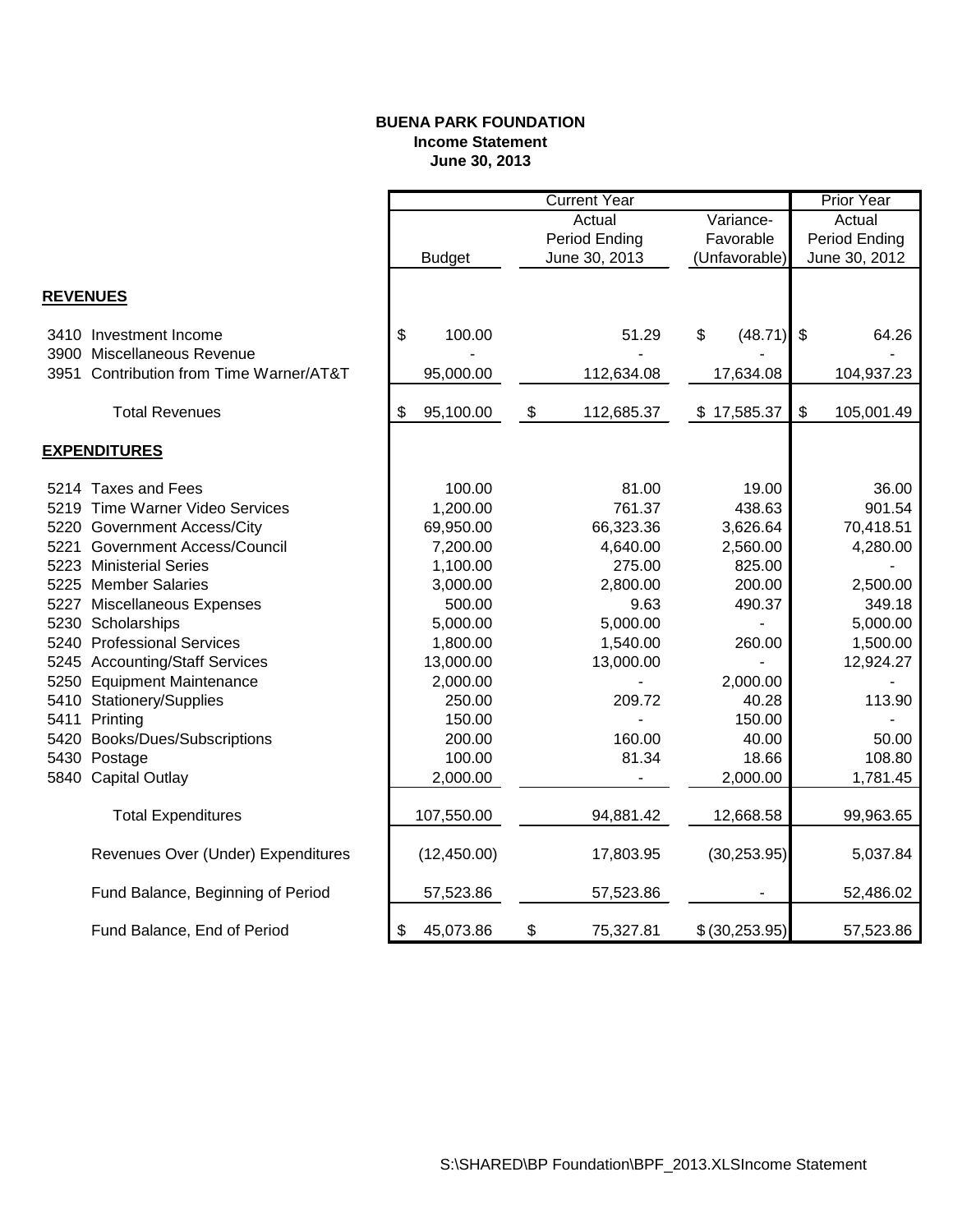**BUENA PARK FOUNDATION**
**Income Statement**
**June 30, 2013**

| | Current Year | | | Prior Year |
|---|---|---|---|---|
| | Budget | Actual Period Ending June 30, 2013 | Variance- Favorable (Unfavorable) | Actual Period Ending June 30, 2012 |
| **REVENUES** | | | | |
| 3410 Investment Income | $ 100.00 | 51.29 | $ (48.71) | $ 64.26 |
| 3900 Miscellaneous Revenue | - | | - | - |
| 3951 Contribution from Time Warner/AT&T | 95,000.00 | 112,634.08 | 17,634.08 | 104,937.23 |
| Total Revenues | $ 95,100.00 | $ 112,685.37 | $ 17,585.37 | $ 105,001.49 |
| **EXPENDITURES** | | | | |
| 5214 Taxes and Fees | 100.00 | 81.00 | 19.00 | 36.00 |
| 5219 Time Warner Video Services | 1,200.00 | 761.37 | 438.63 | 901.54 |
| 5220 Government Access/City | 69,950.00 | 66,323.36 | 3,626.64 | 70,418.51 |
| 5221 Government Access/Council | 7,200.00 | 4,640.00 | 2,560.00 | 4,280.00 |
| 5223 Ministerial Series | 1,100.00 | 275.00 | 825.00 | - |
| 5225 Member Salaries | 3,000.00 | 2,800.00 | 200.00 | 2,500.00 |
| 5227 Miscellaneous Expenses | 500.00 | 9.63 | 490.37 | 349.18 |
| 5230 Scholarships | 5,000.00 | 5,000.00 | - | 5,000.00 |
| 5240 Professional Services | 1,800.00 | 1,540.00 | 260.00 | 1,500.00 |
| 5245 Accounting/Staff Services | 13,000.00 | 13,000.00 | - | 12,924.27 |
| 5250 Equipment Maintenance | 2,000.00 | - | 2,000.00 | - |
| 5410 Stationery/Supplies | 250.00 | 209.72 | 40.28 | 113.90 |
| 5411 Printing | 150.00 | - | 150.00 | - |
| 5420 Books/Dues/Subscriptions | 200.00 | 160.00 | 40.00 | 50.00 |
| 5430 Postage | 100.00 | 81.34 | 18.66 | 108.80 |
| 5840 Capital Outlay | 2,000.00 | - | 2,000.00 | 1,781.45 |
| Total Expenditures | 107,550.00 | 94,881.42 | 12,668.58 | 99,963.65 |
| Revenues Over (Under) Expenditures | (12,450.00) | 17,803.95 | (30,253.95) | 5,037.84 |
| Fund Balance, Beginning of Period | 57,523.86 | 57,523.86 | - | 52,486.02 |
| Fund Balance, End of Period | $ 45,073.86 | $ 75,327.81 | $ (30,253.95) | 57,523.86 |

S:\SHARED\BP Foundation\BPF_2013.XLSIncome Statement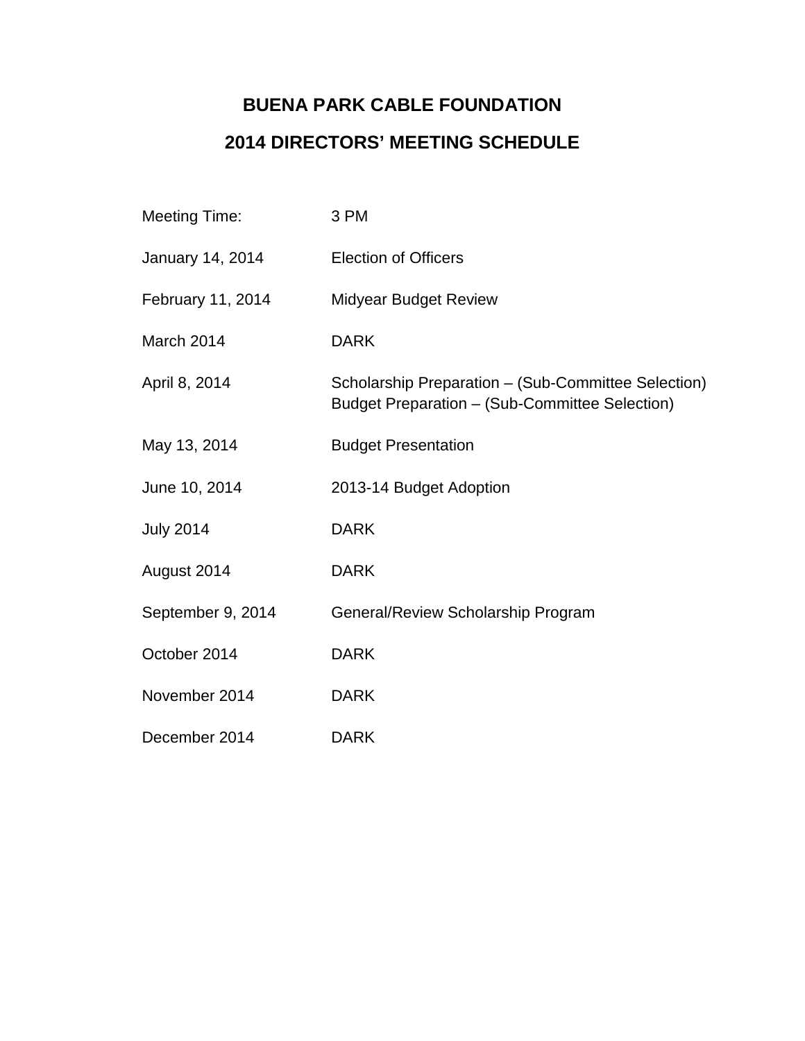# BUENA PARK CABLE FOUNDATION

## 2014 DIRECTORS' MEETING SCHEDULE

| | |
|---|---|
| Meeting Time: | 3 PM |
| January 14, 2014 | Election of Officers |
| February 11, 2014 | Midyear Budget Review |
| March 2014 | DARK |
| April 8, 2014 | Scholarship Preparation – (Sub-Committee Selection)<br>Budget Preparation – (Sub-Committee Selection) |
| May 13, 2014 | Budget Presentation |
| June 10, 2014 | 2013-14 Budget Adoption |
| July 2014 | DARK |
| August 2014 | DARK |
| September 9, 2014 | General/Review Scholarship Program |
| October 2014 | DARK |
| November 2014 | DARK |
| December 2014 | DARK |